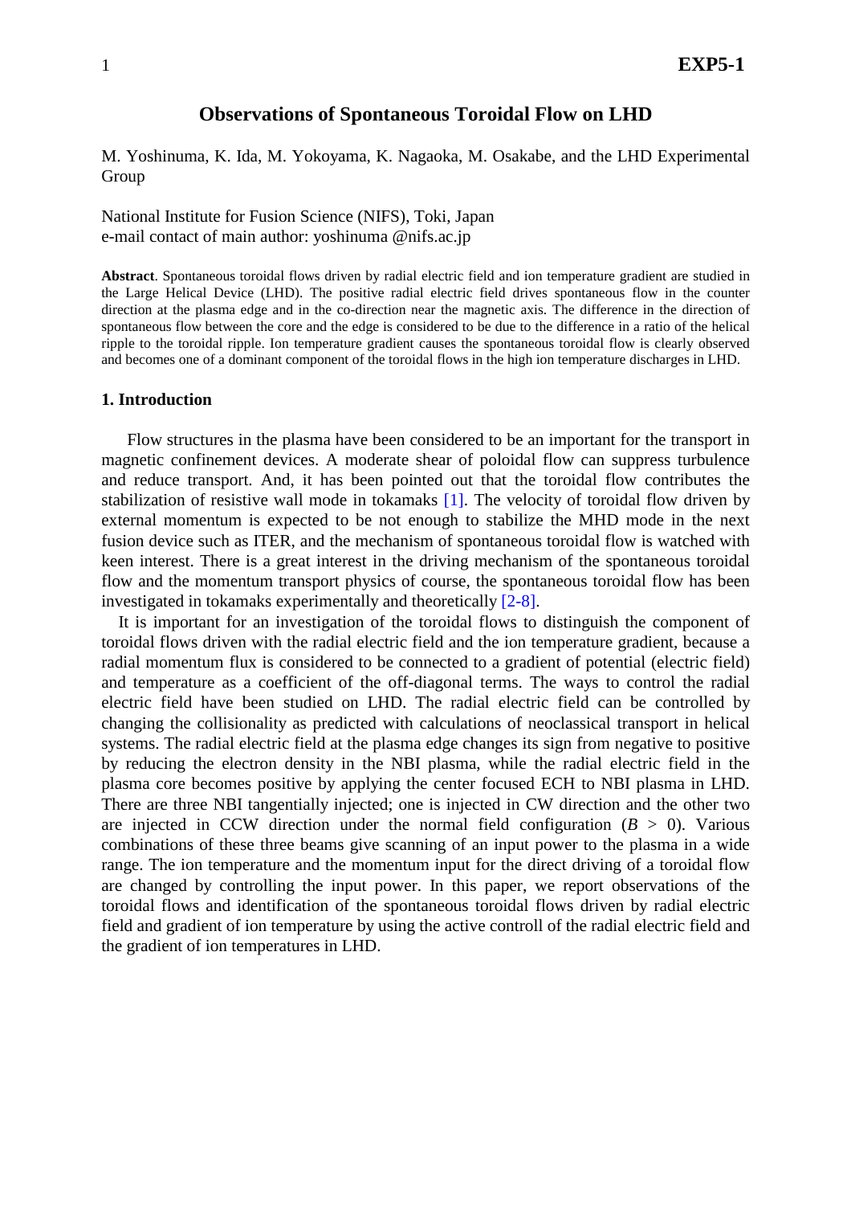# Observations of Spontaneous Toroidal Flow on LHD

M. Yoshinuma, K. Ida, M. Yokoyama, K. Nagaoka, M. Osakabe, and the LHD Experimental Group

National Institute for Fusion Science (NIFS), Toki, Japan
e-mail contact of main author: yoshinuma @nifs.ac.jp

**Abstract**. Spontaneous toroidal flows driven by radial electric field and ion temperature gradient are studied in the Large Helical Device (LHD). The positive radial electric field drives spontaneous flow in the counter direction at the plasma edge and in the co-direction near the magnetic axis. The difference in the direction of spontaneous flow between the core and the edge is considered to be due to the difference in a ratio of the helical ripple to the toroidal ripple. Ion temperature gradient causes the spontaneous toroidal flow is clearly observed and becomes one of a dominant component of the toroidal flows in the high ion temperature discharges in LHD.

## 1. Introduction

Flow structures in the plasma have been considered to be an important for the transport in magnetic confinement devices. A moderate shear of poloidal flow can suppress turbulence and reduce transport. And, it has been pointed out that the toroidal flow contributes the stabilization of resistive wall mode in tokamaks [1]. The velocity of toroidal flow driven by external momentum is expected to be not enough to stabilize the MHD mode in the next fusion device such as ITER, and the mechanism of spontaneous toroidal flow is watched with keen interest. There is a great interest in the driving mechanism of the spontaneous toroidal flow and the momentum transport physics of course, the spontaneous toroidal flow has been investigated in tokamaks experimentally and theoretically [2-8].

It is important for an investigation of the toroidal flows to distinguish the component of toroidal flows driven with the radial electric field and the ion temperature gradient, because a radial momentum flux is considered to be connected to a gradient of potential (electric field) and temperature as a coefficient of the off-diagonal terms. The ways to control the radial electric field have been studied on LHD. The radial electric field can be controlled by changing the collisionality as predicted with calculations of neoclassical transport in helical systems. The radial electric field at the plasma edge changes its sign from negative to positive by reducing the electron density in the NBI plasma, while the radial electric field in the plasma core becomes positive by applying the center focused ECH to NBI plasma in LHD. There are three NBI tangentially injected; one is injected in CW direction and the other two are injected in CCW direction under the normal field configuration ($B > 0$). Various combinations of these three beams give scanning of an input power to the plasma in a wide range. The ion temperature and the momentum input for the direct driving of a toroidal flow are changed by controlling the input power. In this paper, we report observations of the toroidal flows and identification of the spontaneous toroidal flows driven by radial electric field and gradient of ion temperature by using the active controll of the radial electric field and the gradient of ion temperatures in LHD.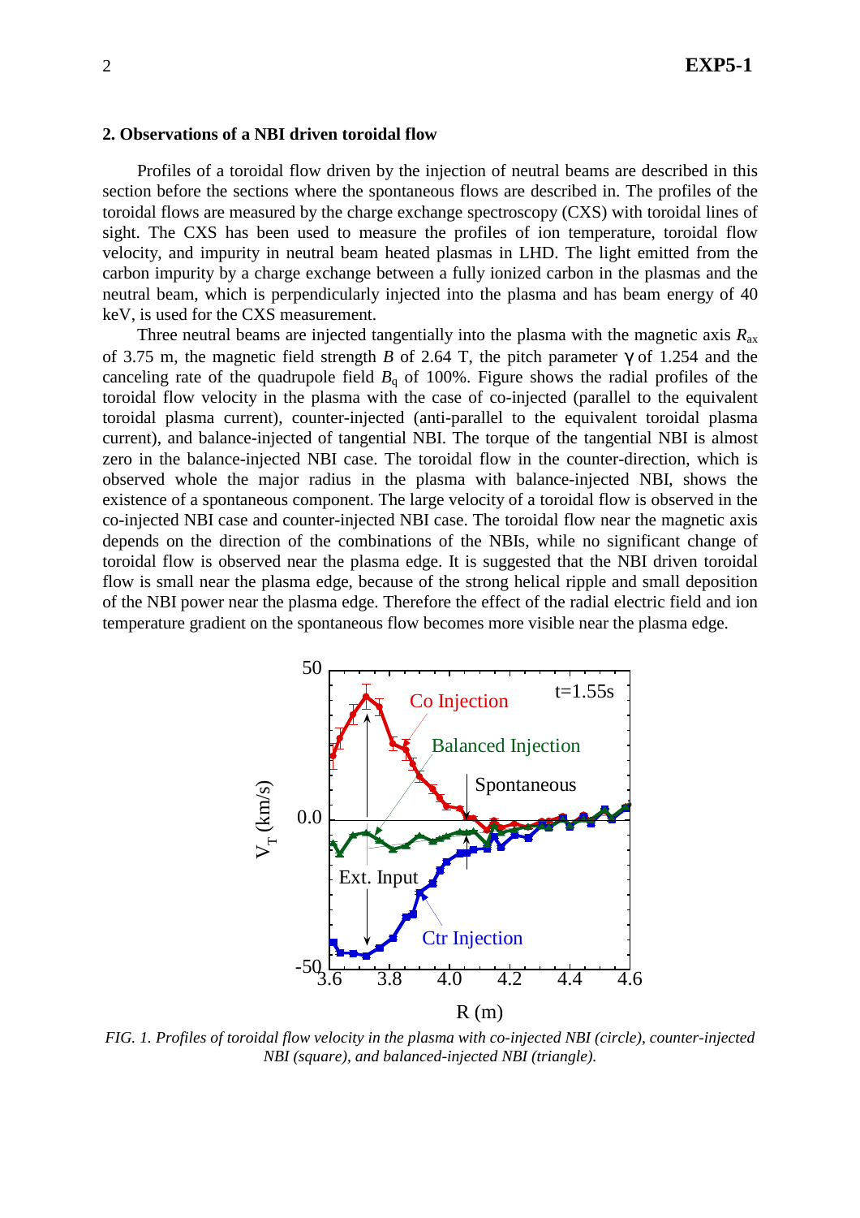## 2. Observations of a NBI driven toroidal flow

Profiles of a toroidal flow driven by the injection of neutral beams are described in this section before the sections where the spontaneous flows are described in. The profiles of the toroidal flows are measured by the charge exchange spectroscopy (CXS) with toroidal lines of sight. The CXS has been used to measure the profiles of ion temperature, toroidal flow velocity, and impurity in neutral beam heated plasmas in LHD. The light emitted from the carbon impurity by a charge exchange between a fully ionized carbon in the plasmas and the neutral beam, which is perpendicularly injected into the plasma and has beam energy of 40 keV, is used for the CXS measurement.

Three neutral beams are injected tangentially into the plasma with the magnetic axis $R_{ax}$ of 3.75 m, the magnetic field strength $B$ of 2.64 T, the pitch parameter γ of 1.254 and the canceling rate of the quadrupole field $B_q$ of 100%. Figure shows the radial profiles of the toroidal flow velocity in the plasma with the case of co-injected (parallel to the equivalent toroidal plasma current), counter-injected (anti-parallel to the equivalent toroidal plasma current), and balance-injected of tangential NBI. The torque of the tangential NBI is almost zero in the balance-injected NBI case. The toroidal flow in the counter-direction, which is observed whole the major radius in the plasma with balance-injected NBI, shows the existence of a spontaneous component. The large velocity of a toroidal flow is observed in the co-injected NBI case and counter-injected NBI case. The toroidal flow near the magnetic axis depends on the direction of the combinations of the NBIs, while no significant change of toroidal flow is observed near the plasma edge. It is suggested that the NBI driven toroidal flow is small near the plasma edge, because of the strong helical ripple and small deposition of the NBI power near the plasma edge. Therefore the effect of the radial electric field and ion temperature gradient on the spontaneous flow becomes more visible near the plasma edge.

*FIG. 1. Profiles of toroidal flow velocity in the plasma with co-injected NBI (circle), counter-injected NBI (square), and balanced-injected NBI (triangle).*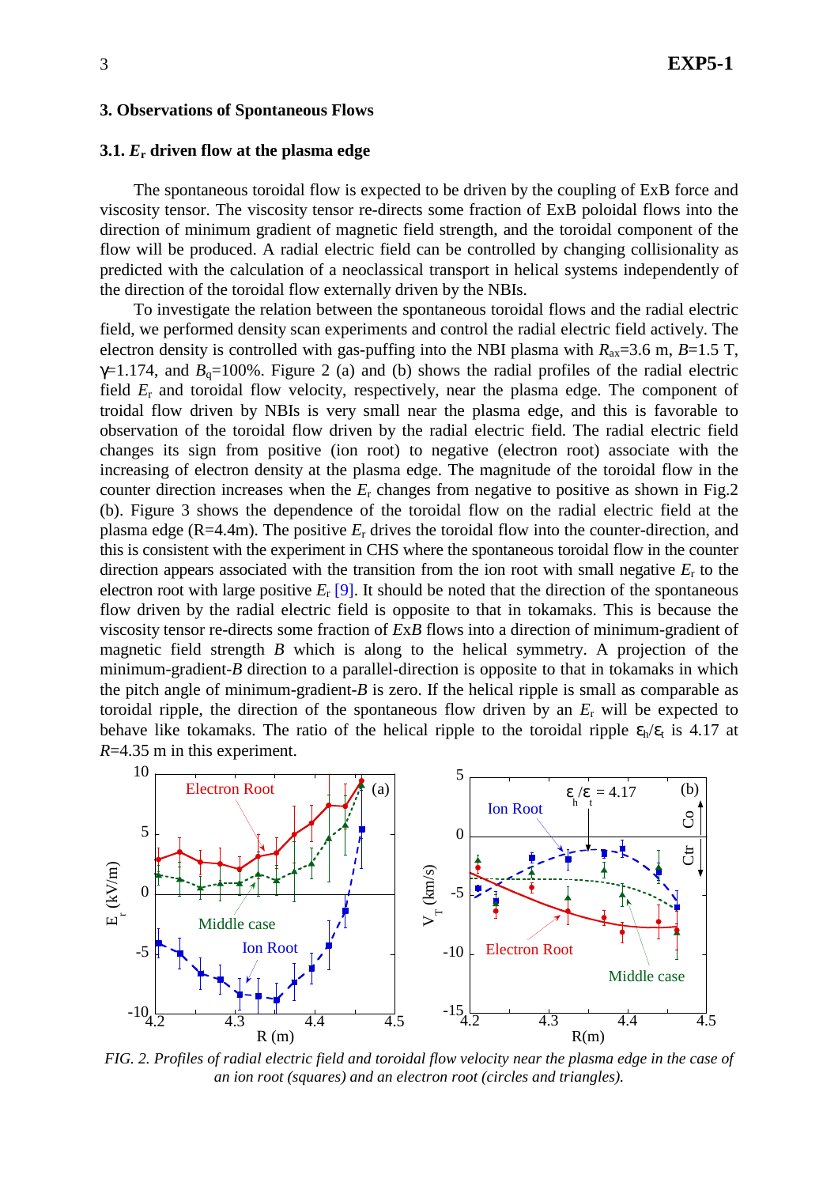## 3. Observations of Spontaneous Flows

### 3.1. $E_r$ driven flow at the plasma edge

The spontaneous toroidal flow is expected to be driven by the coupling of ExB force and viscosity tensor. The viscosity tensor re-directs some fraction of ExB poloidal flows into the direction of minimum gradient of magnetic field strength, and the toroidal component of the flow will be produced. A radial electric field can be controlled by changing collisionality as predicted with the calculation of a neoclassical transport in helical systems independently of the direction of the toroidal flow externally driven by the NBIs.

To investigate the relation between the spontaneous toroidal flows and the radial electric field, we performed density scan experiments and control the radial electric field actively. The electron density is controlled with gas-puffing into the NBI plasma with $R_{ax}$=3.6 m, $B$=1.5 T, $\gamma$=1.174, and $B_q$=100%. Figure 2 (a) and (b) shows the radial profiles of the radial electric field $E_r$ and toroidal flow velocity, respectively, near the plasma edge. The component of troidal flow driven by NBIs is very small near the plasma edge, and this is favorable to observation of the toroidal flow driven by the radial electric field. The radial electric field changes its sign from positive (ion root) to negative (electron root) associate with the increasing of electron density at the plasma edge. The magnitude of the toroidal flow in the counter direction increases when the $E_r$ changes from negative to positive as shown in Fig.2 (b). Figure 3 shows the dependence of the toroidal flow on the radial electric field at the plasma edge (R=4.4m). The positive $E_r$ drives the toroidal flow into the counter-direction, and this is consistent with the experiment in CHS where the spontaneous toroidal flow in the counter direction appears associated with the transition from the ion root with small negative $E_r$ to the electron root with large positive $E_r$ [9]. It should be noted that the direction of the spontaneous flow driven by the radial electric field is opposite to that in tokamaks. This is because the viscosity tensor re-directs some fraction of $E$x$B$ flows into a direction of minimum-gradient of magnetic field strength $B$ which is along to the helical symmetry. A projection of the minimum-gradient-$B$ direction to a parallel-direction is opposite to that in tokamaks in which the pitch angle of minimum-gradient-$B$ is zero. If the helical ripple is small as comparable as toroidal ripple, the direction of the spontaneous flow driven by an $E_r$ will be expected to behave like tokamaks. The ratio of the helical ripple to the toroidal ripple $\varepsilon_h/\varepsilon_t$ is 4.17 at $R$=4.35 m in this experiment.

*FIG. 2. Profiles of radial electric field and toroidal flow velocity near the plasma edge in the case of an ion root (squares) and an electron root (circles and triangles).*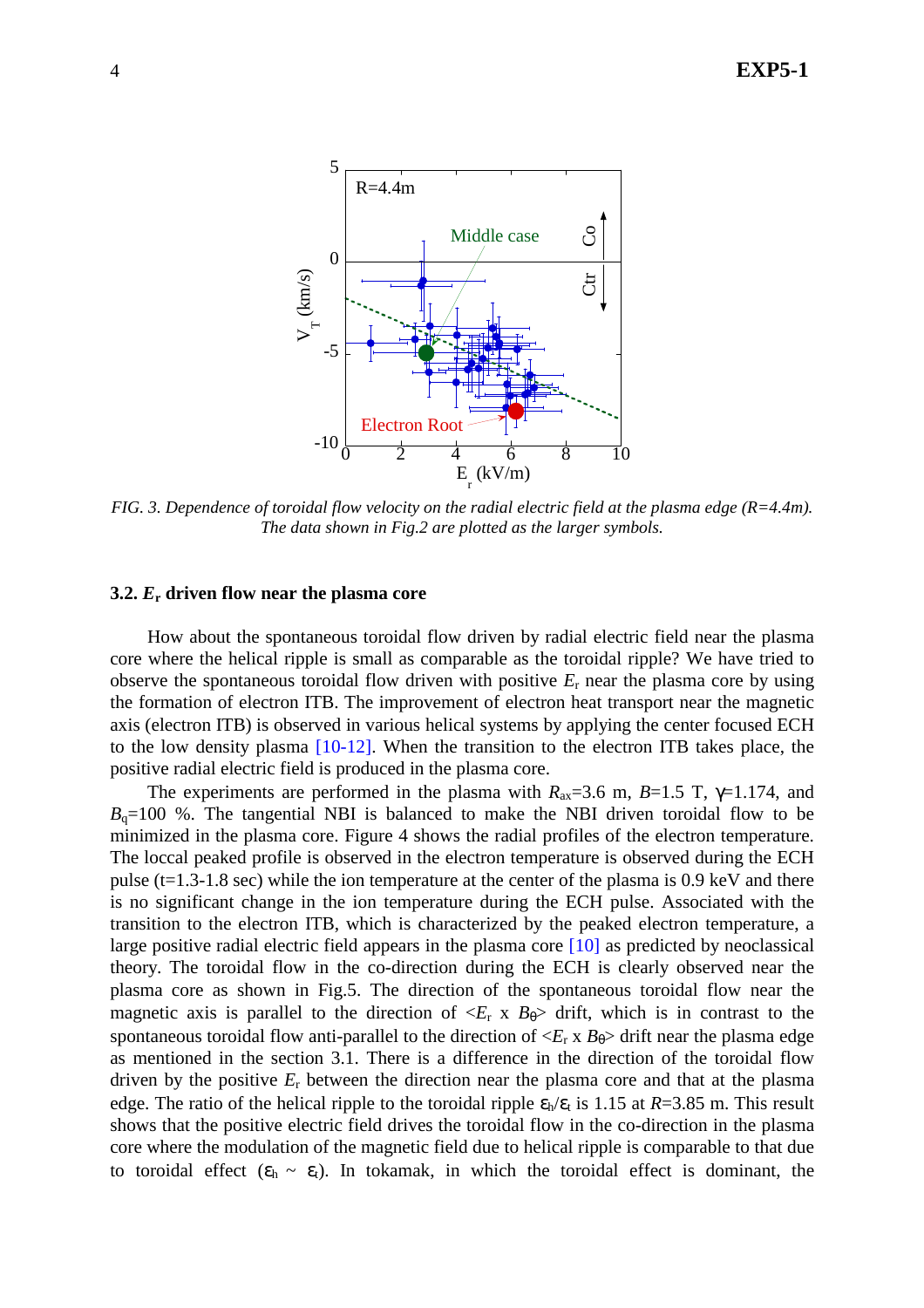FIG. 3. *Dependence of toroidal flow velocity on the radial electric field at the plasma edge (R=4.4m). The data shown in Fig.2 are plotted as the larger symbols.*

### 3.2. $E_r$ driven flow near the plasma core

How about the spontaneous toroidal flow driven by radial electric field near the plasma core where the helical ripple is small as comparable as the toroidal ripple? We have tried to observe the spontaneous toroidal flow driven with positive $E_r$ near the plasma core by using the formation of electron ITB. The improvement of electron heat transport near the magnetic axis (electron ITB) is observed in various helical systems by applying the center focused ECH to the low density plasma [10-12]. When the transition to the electron ITB takes place, the positive radial electric field is produced in the plasma core.

The experiments are performed in the plasma with $R_{ax}$=3.6 m, $B$=1.5 T, $\gamma$=1.174, and $B_q$=100 %. The tangential NBI is balanced to make the NBI driven toroidal flow to be minimized in the plasma core. Figure 4 shows the radial profiles of the electron temperature. The loccal peaked profile is observed in the electron temperature is observed during the ECH pulse (t=1.3-1.8 sec) while the ion temperature at the center of the plasma is 0.9 keV and there is no significant change in the ion temperature during the ECH pulse. Associated with the transition to the electron ITB, which is characterized by the peaked electron temperature, a large positive radial electric field appears in the plasma core [10] as predicted by neoclassical theory. The toroidal flow in the co-direction during the ECH is clearly observed near the plasma core as shown in Fig.5. The direction of the spontaneous toroidal flow near the magnetic axis is parallel to the direction of $<E_r \times B_\theta>$ drift, which is in contrast to the spontaneous toroidal flow anti-parallel to the direction of $<E_r \times B_\theta>$ drift near the plasma edge as mentioned in the section 3.1. There is a difference in the direction of the toroidal flow driven by the positive $E_r$ between the direction near the plasma core and that at the plasma edge. The ratio of the helical ripple to the toroidal ripple $\varepsilon_h/\varepsilon_t$ is 1.15 at $R$=3.85 m. This result shows that the positive electric field drives the toroidal flow in the co-direction in the plasma core where the modulation of the magnetic field due to helical ripple is comparable to that due to toroidal effect ($\varepsilon_h \sim \varepsilon_t$). In tokamak, in which the toroidal effect is dominant, the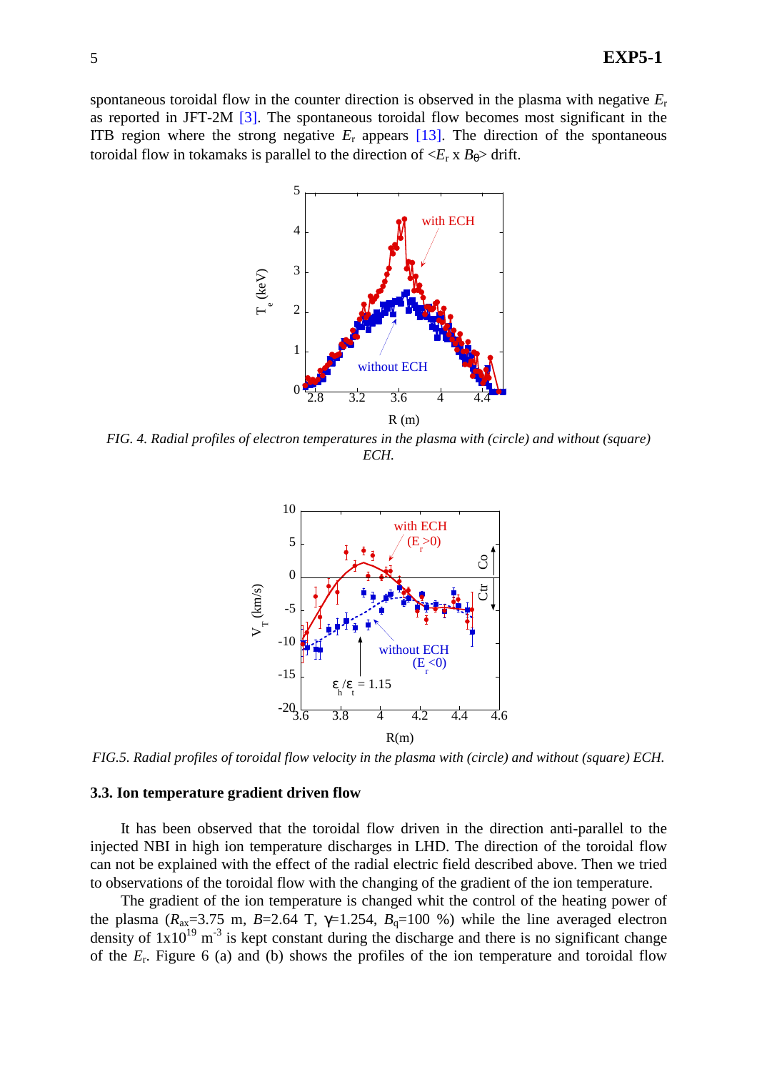spontaneous toroidal flow in the counter direction is observed in the plasma with negative $E_r$ as reported in JFT-2M [3]. The spontaneous toroidal flow becomes most significant in the ITB region where the strong negative $E_r$ appears [13]. The direction of the spontaneous toroidal flow in tokamaks is parallel to the direction of $<E_r \times B_\theta>$ drift.

*FIG. 4. Radial profiles of electron temperatures in the plasma with (circle) and without (square) ECH.*

*FIG.5. Radial profiles of toroidal flow velocity in the plasma with (circle) and without (square) ECH.*

### 3.3. Ion temperature gradient driven flow

It has been observed that the toroidal flow driven in the direction anti-parallel to the injected NBI in high ion temperature discharges in LHD. The direction of the toroidal flow can not be explained with the effect of the radial electric field described above. Then we tried to observations of the toroidal flow with the changing of the gradient of the ion temperature.

The gradient of the ion temperature is changed whit the control of the heating power of the plasma ($R_{ax}$=3.75 m, $B$=2.64 T, $\gamma$=1.254, $B_q$=100 %) while the line averaged electron density of $1 \times 10^{19}$ m$^{-3}$ is kept constant during the discharge and there is no significant change of the $E_r$. Figure 6 (a) and (b) shows the profiles of the ion temperature and toroidal flow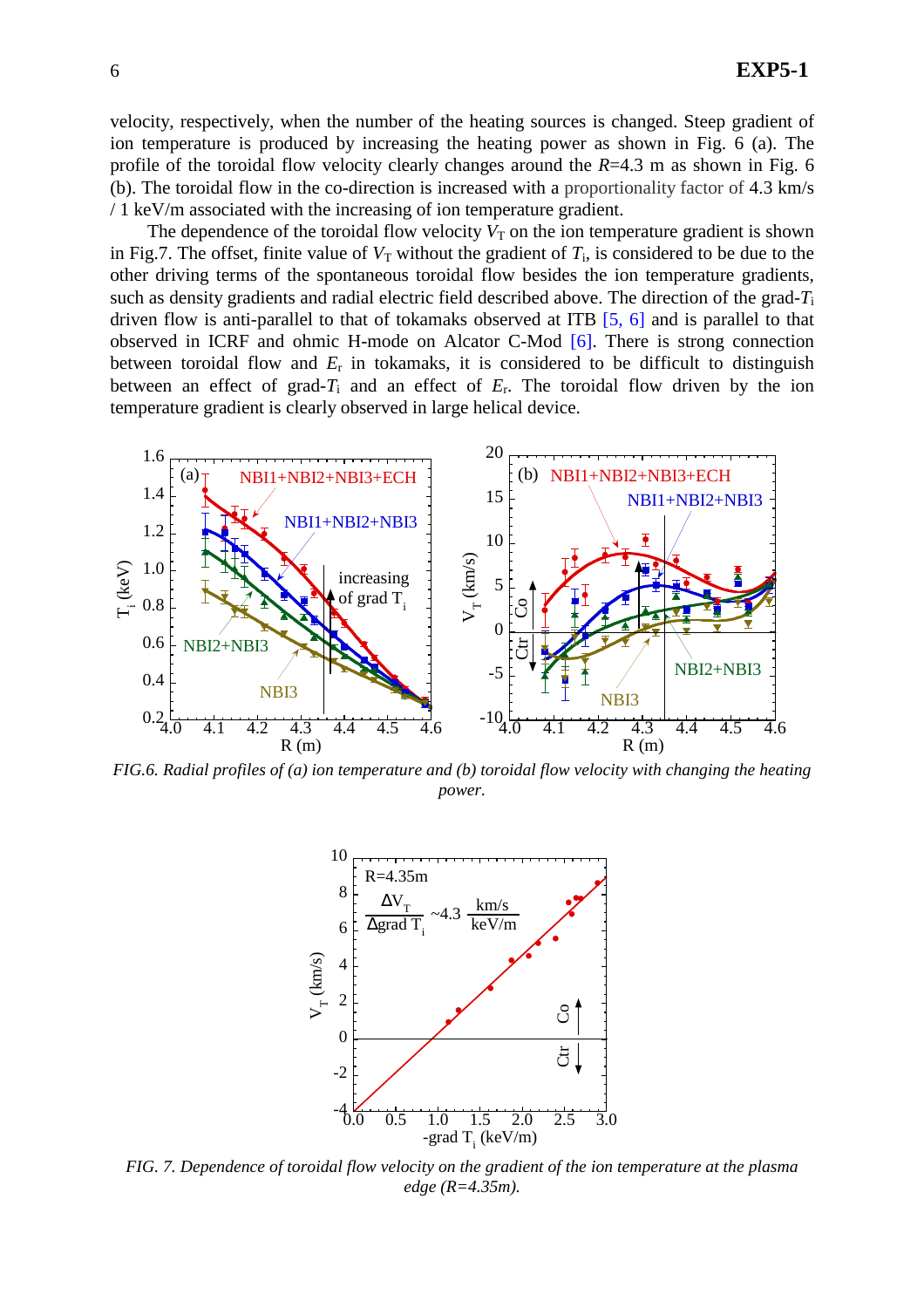velocity, respectively, when the number of the heating sources is changed. Steep gradient of ion temperature is produced by increasing the heating power as shown in Fig. 6 (a). The profile of the toroidal flow velocity clearly changes around the $R$=4.3 m as shown in Fig. 6 (b). The toroidal flow in the co-direction is increased with a proportionality factor of 4.3 km/s / 1 keV/m associated with the increasing of ion temperature gradient.

The dependence of the toroidal flow velocity $V_T$ on the ion temperature gradient is shown in Fig.7. The offset, finite value of $V_T$ without the gradient of $T_i$, is considered to be due to the other driving terms of the spontaneous toroidal flow besides the ion temperature gradients, such as density gradients and radial electric field described above. The direction of the grad-$T_i$ driven flow is anti-parallel to that of tokamaks observed at ITB [5, 6] and is parallel to that observed in ICRF and ohmic H-mode on Alcator C-Mod [6]. There is strong connection between toroidal flow and $E_r$ in tokamaks, it is considered to be difficult to distinguish between an effect of grad-$T_i$ and an effect of $E_r$. The toroidal flow driven by the ion temperature gradient is clearly observed in large helical device.

*FIG.6. Radial profiles of (a) ion temperature and (b) toroidal flow velocity with changing the heating power.*

*FIG. 7. Dependence of toroidal flow velocity on the gradient of the ion temperature at the plasma edge (R=4.35m).*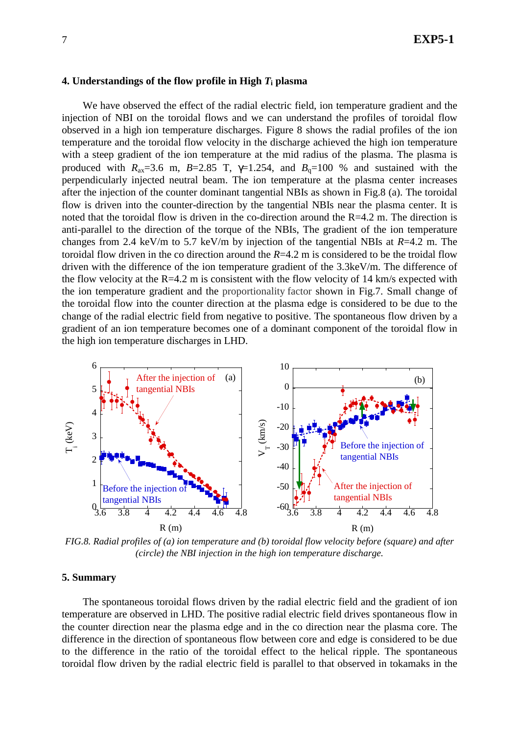## 4. Understandings of the flow profile in High $T_i$ plasma

We have observed the effect of the radial electric field, ion temperature gradient and the injection of NBI on the toroidal flows and we can understand the profiles of toroidal flow observed in a high ion temperature discharges. Figure 8 shows the radial profiles of the ion temperature and the toroidal flow velocity in the discharge achieved the high ion temperature with a steep gradient of the ion temperature at the mid radius of the plasma. The plasma is produced with $R_{ax}$=3.6 m, $B$=2.85 T, $\gamma$=1.254, and $B_q$=100 % and sustained with the perpendicularly injected neutral beam. The ion temperature at the plasma center increases after the injection of the counter dominant tangential NBIs as shown in Fig.8 (a). The toroidal flow is driven into the counter-direction by the tangential NBIs near the plasma center. It is noted that the toroidal flow is driven in the co-direction around the R=4.2 m. The direction is anti-parallel to the direction of the torque of the NBIs, The gradient of the ion temperature changes from 2.4 keV/m to 5.7 keV/m by injection of the tangential NBIs at $R$=4.2 m. The toroidal flow driven in the co direction around the $R$=4.2 m is considered to be the troidal flow driven with the difference of the ion temperature gradient of the 3.3keV/m. The difference of the flow velocity at the R=4.2 m is consistent with the flow velocity of 14 km/s expected with the ion temperature gradient and the proportionality factor shown in Fig.7. Small change of the toroidal flow into the counter direction at the plasma edge is considered to be due to the change of the radial electric field from negative to positive. The spontaneous flow driven by a gradient of an ion temperature becomes one of a dominant component of the toroidal flow in the high ion temperature discharges in LHD.

FIG.8. *Radial profiles of (a) ion temperature and (b) toroidal flow velocity before (square) and after (circle) the NBI injection in the high ion temperature discharge.*

## 5. Summary

The spontaneous toroidal flows driven by the radial electric field and the gradient of ion temperature are observed in LHD. The positive radial electric field drives spontaneous flow in the counter direction near the plasma edge and in the co direction near the plasma core. The difference in the direction of spontaneous flow between core and edge is considered to be due to the difference in the ratio of the toroidal effect to the helical ripple. The spontaneous toroidal flow driven by the radial electric field is parallel to that observed in tokamaks in the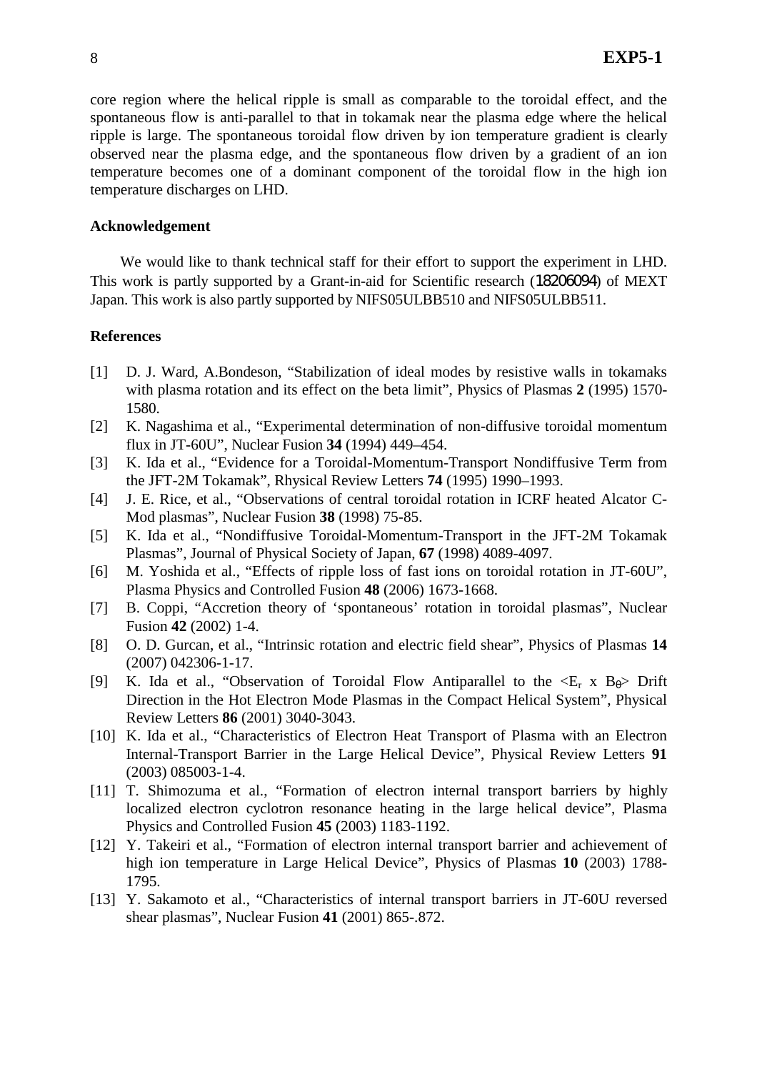core region where the helical ripple is small as comparable to the toroidal effect, and the spontaneous flow is anti-parallel to that in tokamak near the plasma edge where the helical ripple is large. The spontaneous toroidal flow driven by ion temperature gradient is clearly observed near the plasma edge, and the spontaneous flow driven by a gradient of an ion temperature becomes one of a dominant component of the toroidal flow in the high ion temperature discharges on LHD.

**Acknowledgement**

We would like to thank technical staff for their effort to support the experiment in LHD. This work is partly supported by a Grant-in-aid for Scientific research (18206094) of MEXT Japan. This work is also partly supported by NIFS05ULBB510 and NIFS05ULBB511.

**References**

[1] D. J. Ward, A.Bondeson, "Stabilization of ideal modes by resistive walls in tokamaks with plasma rotation and its effect on the beta limit", Physics of Plasmas **2** (1995) 1570-1580.

[2] K. Nagashima et al., "Experimental determination of non-diffusive toroidal momentum flux in JT-60U", Nuclear Fusion **34** (1994) 449–454.

[3] K. Ida et al., "Evidence for a Toroidal-Momentum-Transport Nondiffusive Term from the JFT-2M Tokamak", Rhysical Review Letters **74** (1995) 1990–1993.

[4] J. E. Rice, et al., "Observations of central toroidal rotation in ICRF heated Alcator C-Mod plasmas", Nuclear Fusion **38** (1998) 75-85.

[5] K. Ida et al., "Nondiffusive Toroidal-Momentum-Transport in the JFT-2M Tokamak Plasmas", Journal of Physical Society of Japan, **67** (1998) 4089-4097.

[6] M. Yoshida et al., "Effects of ripple loss of fast ions on toroidal rotation in JT-60U", Plasma Physics and Controlled Fusion **48** (2006) 1673-1668.

[7] B. Coppi, "Accretion theory of 'spontaneous' rotation in toroidal plasmas", Nuclear Fusion **42** (2002) 1-4.

[8] O. D. Gurcan, et al., "Intrinsic rotation and electric field shear", Physics of Plasmas **14** (2007) 042306-1-17.

[9] K. Ida et al., "Observation of Toroidal Flow Antiparallel to the $<E_r \times B_\theta>$ Drift Direction in the Hot Electron Mode Plasmas in the Compact Helical System", Physical Review Letters **86** (2001) 3040-3043.

[10] K. Ida et al., "Characteristics of Electron Heat Transport of Plasma with an Electron Internal-Transport Barrier in the Large Helical Device", Physical Review Letters **91** (2003) 085003-1-4.

[11] T. Shimozuma et al., "Formation of electron internal transport barriers by highly localized electron cyclotron resonance heating in the large helical device", Plasma Physics and Controlled Fusion **45** (2003) 1183-1192.

[12] Y. Takeiri et al., "Formation of electron internal transport barrier and achievement of high ion temperature in Large Helical Device", Physics of Plasmas **10** (2003) 1788-1795.

[13] Y. Sakamoto et al., "Characteristics of internal transport barriers in JT-60U reversed shear plasmas", Nuclear Fusion **41** (2001) 865-.872.